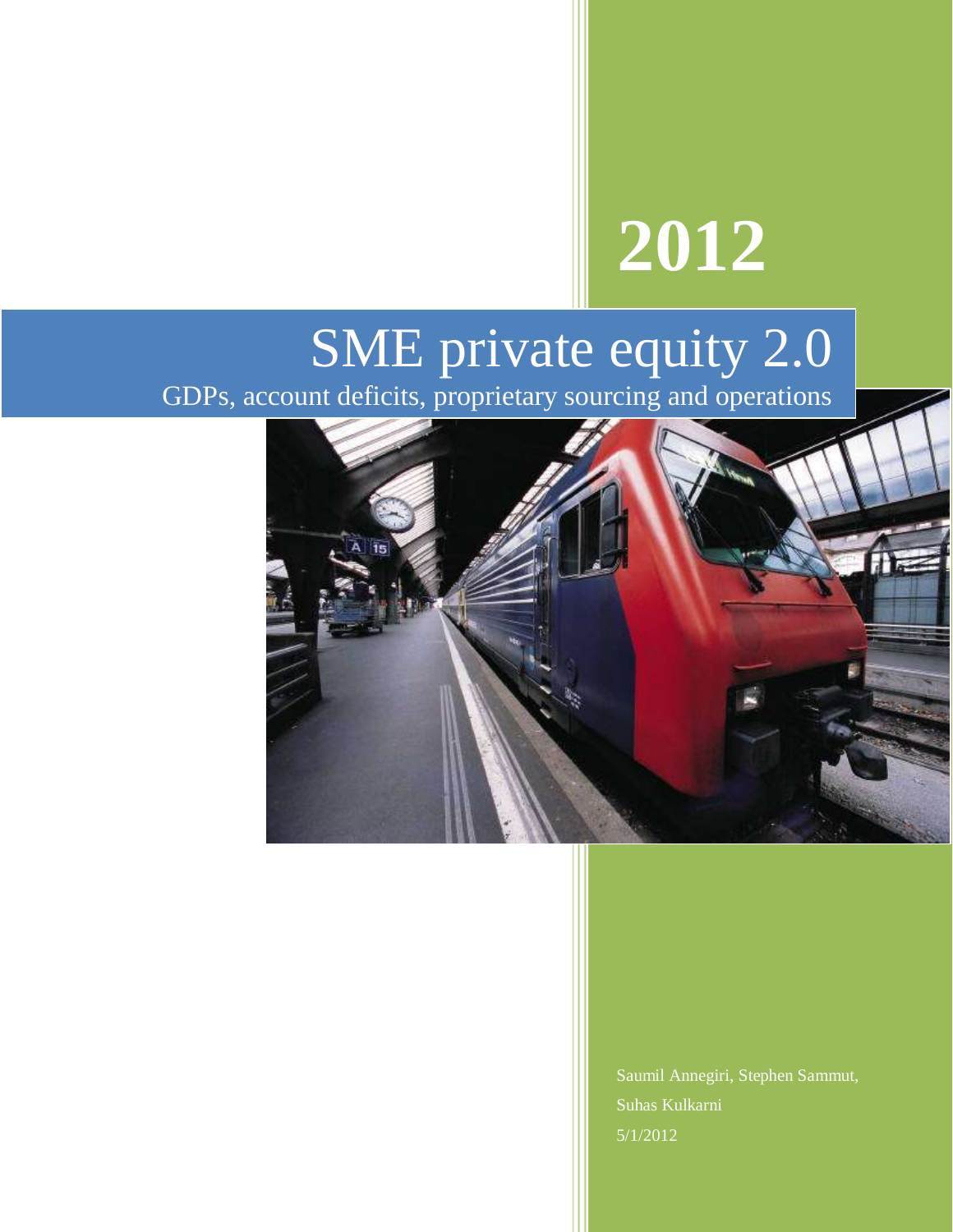# 2012

# SME private equity 2.0

GDPs, account deficits, proprietary sourcing and operations

Saumil Annegiri, Stephen Sammut, Suhas Kulkarni

5/1/2012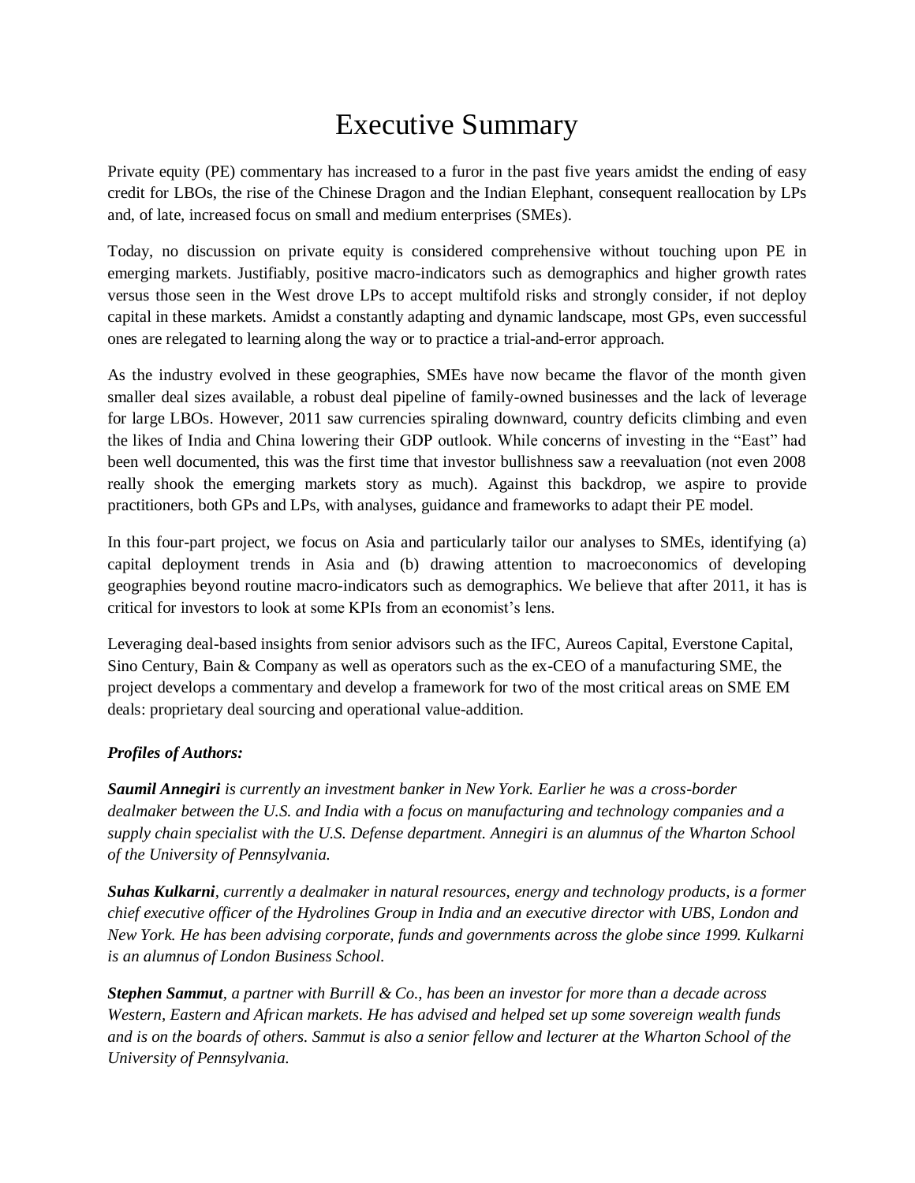# Executive Summary

Private equity (PE) commentary has increased to a furor in the past five years amidst the ending of easy credit for LBOs, the rise of the Chinese Dragon and the Indian Elephant, consequent reallocation by LPs and, of late, increased focus on small and medium enterprises (SMEs).

Today, no discussion on private equity is considered comprehensive without touching upon PE in emerging markets. Justifiably, positive macro-indicators such as demographics and higher growth rates versus those seen in the West drove LPs to accept multifold risks and strongly consider, if not deploy capital in these markets. Amidst a constantly adapting and dynamic landscape, most GPs, even successful ones are relegated to learning along the way or to practice a trial-and-error approach.

As the industry evolved in these geographies, SMEs have now became the flavor of the month given smaller deal sizes available, a robust deal pipeline of family-owned businesses and the lack of leverage for large LBOs. However, 2011 saw currencies spiraling downward, country deficits climbing and even the likes of India and China lowering their GDP outlook. While concerns of investing in the "East" had been well documented, this was the first time that investor bullishness saw a reevaluation (not even 2008 really shook the emerging markets story as much). Against this backdrop, we aspire to provide practitioners, both GPs and LPs, with analyses, guidance and frameworks to adapt their PE model.

In this four-part project, we focus on Asia and particularly tailor our analyses to SMEs, identifying (a) capital deployment trends in Asia and (b) drawing attention to macroeconomics of developing geographies beyond routine macro-indicators such as demographics. We believe that after 2011, it has is critical for investors to look at some KPIs from an economist's lens.

Leveraging deal-based insights from senior advisors such as the IFC, Aureos Capital, Everstone Capital, Sino Century, Bain & Company as well as operators such as the ex-CEO of a manufacturing SME, the project develops a commentary and develop a framework for two of the most critical areas on SME EM deals: proprietary deal sourcing and operational value-addition.

***Profiles of Authors:***

***Saumil Annegiri*** *is currently an investment banker in New York. Earlier he was a cross-border dealmaker between the U.S. and India with a focus on manufacturing and technology companies and a supply chain specialist with the U.S. Defense department. Annegiri is an alumnus of the Wharton School of the University of Pennsylvania.*

***Suhas Kulkarni****, currently a dealmaker in natural resources, energy and technology products, is a former chief executive officer of the Hydrolines Group in India and an executive director with UBS, London and New York. He has been advising corporate, funds and governments across the globe since 1999. Kulkarni is an alumnus of London Business School.*

***Stephen Sammut****, a partner with Burrill & Co., has been an investor for more than a decade across Western, Eastern and African markets. He has advised and helped set up some sovereign wealth funds and is on the boards of others. Sammut is also a senior fellow and lecturer at the Wharton School of the University of Pennsylvania.*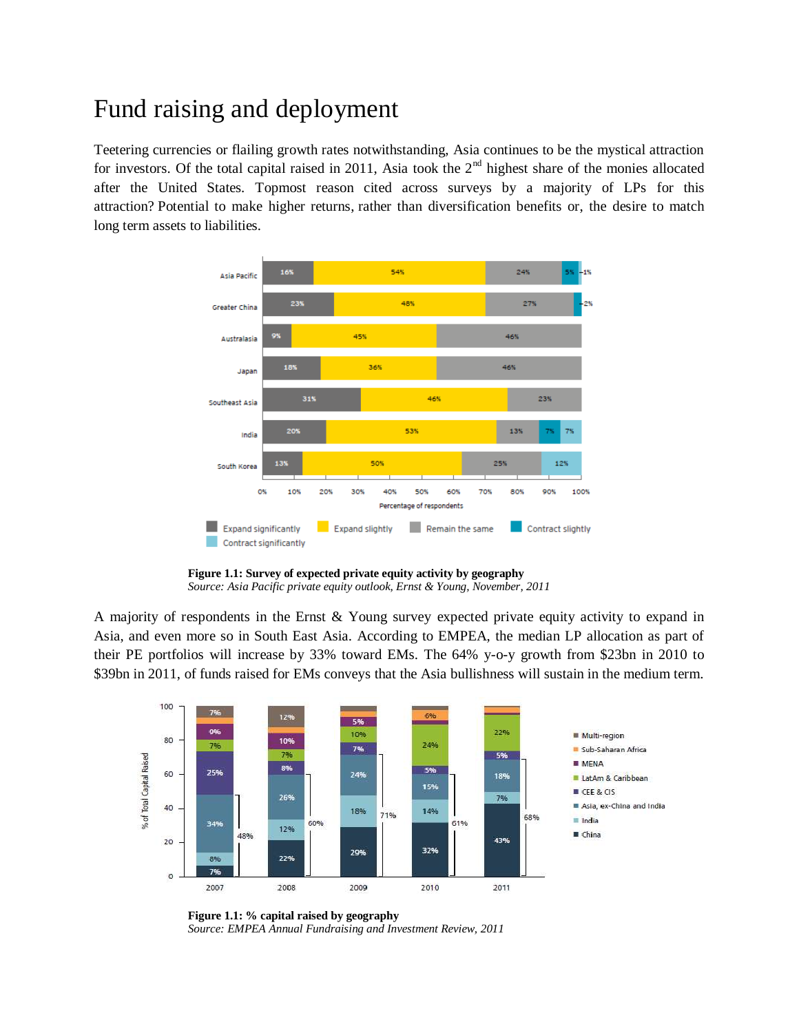# Fund raising and deployment

Teetering currencies or flailing growth rates notwithstanding, Asia continues to be the mystical attraction for investors. Of the total capital raised in 2011, Asia took the 2nd highest share of the monies allocated after the United States. Topmost reason cited across surveys by a majority of LPs for this attraction? Potential to make higher returns, rather than diversification benefits or, the desire to match long term assets to liabilities.

Asia Pacific: 16% | 54% | 24% | 5% | 1%
Greater China: 23% | 48% | 27% | 2%
Australasia: 9% | 45% | 46%
Japan: 18% | 36% | 46%
Southeast Asia: 31% | 46% | 23%
India: 20% | 53% | 13% | 7% | 7%
South Korea: 13% | 50% | 25% | 12%

0% 10% 20% 30% 40% 50% 60% 70% 80% 90% 100%

Percentage of respondents

Expand significantly, Expand slightly, Remain the same, Contract slightly, Contract significantly

**Figure 1.1: Survey of expected private equity activity by geography**
*Source: Asia Pacific private equity outlook, Ernst & Young, November, 2011*

A majority of respondents in the Ernst & Young survey expected private equity activity to expand in Asia, and even more so in South East Asia. According to EMPEA, the median LP allocation as part of their PE portfolios will increase by 33% toward EMs. The 64% y-o-y growth from \$23bn in 2010 to \$39bn in 2011, of funds raised for EMs conveys that the Asia bullishness will sustain in the medium term.

% of Total Capital Raised

0 20 40 60 80 100

2007: 7%, 8%, 34%, 25%, 7%, 9%, 7% (48%)
2008: 22%, 12%, 26%, 8%, 7%, 10%, 12% (60%)
2009: 29%, 18%, 24%, 7%, 10%, 5% (71%)
2010: 32%, 14%, 15%, 5%, 24%, 6% (61%)
2011: 43%, 7%, 18%, 5%, 22% (68%)

Multi-region, Sub-Saharan Africa, MENA, LatAm & Caribbean, CEE & CIS, Asia, ex-China and India, India, China

**Figure 1.1: % capital raised by geography**
*Source: EMPEA Annual Fundraising and Investment Review, 2011*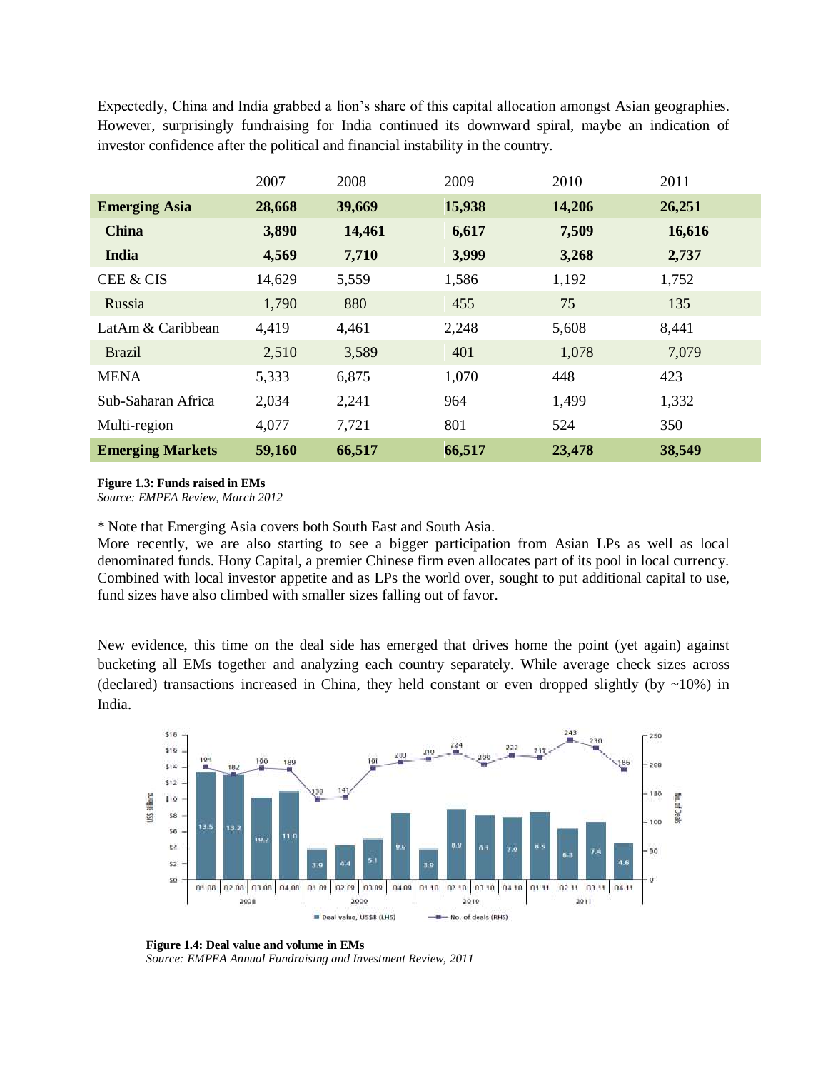Expectedly, China and India grabbed a lion's share of this capital allocation amongst Asian geographies. However, surprisingly fundraising for India continued its downward spiral, maybe an indication of investor confidence after the political and financial instability in the country.

| | 2007 | 2008 | 2009 | 2010 | 2011 |
|---|---|---|---|---|---|
| **Emerging Asia** | **28,668** | **39,669** | **15,938** | **14,206** | **26,251** |
| **China** | **3,890** | **14,461** | **6,617** | **7,509** | **16,616** |
| **India** | **4,569** | **7,710** | **3,999** | **3,268** | **2,737** |
| CEE & CIS | 14,629 | 5,559 | 1,586 | 1,192 | 1,752 |
| Russia | 1,790 | 880 | 455 | 75 | 135 |
| LatAm & Caribbean | 4,419 | 4,461 | 2,248 | 5,608 | 8,441 |
| Brazil | 2,510 | 3,589 | 401 | 1,078 | 7,079 |
| MENA | 5,333 | 6,875 | 1,070 | 448 | 423 |
| Sub-Saharan Africa | 2,034 | 2,241 | 964 | 1,499 | 1,332 |
| Multi-region | 4,077 | 7,721 | 801 | 524 | 350 |
| **Emerging Markets** | **59,160** | **66,517** | **66,517** | **23,478** | **38,549** |

**Figure 1.3: Funds raised in EMs**
*Source: EMPEA Review, March 2012*

\* Note that Emerging Asia covers both South East and South Asia.

More recently, we are also starting to see a bigger participation from Asian LPs as well as local denominated funds. Hony Capital, a premier Chinese firm even allocates part of its pool in local currency. Combined with local investor appetite and as LPs the world over, sought to put additional capital to use, fund sizes have also climbed with smaller sizes falling out of favor.

New evidence, this time on the deal side has emerged that drives home the point (yet again) against bucketing all EMs together and analyzing each country separately. While average check sizes across (declared) transactions increased in China, they held constant or even dropped slightly (by ~10%) in India.

US$ Billions
$18
$16
$14
$12
$10
$8
$6
$4
$2
$0

No. of Deals
250
200
150
100
50
0

194 182 190 189 130 141 191 203 210 224 200 222 217 243 230 186

13.5 13.2 10.2 11.0 3.9 4.4 5.1 8.6 3.9 8.9 8.1 7.9 8.5 6.3 7.4 4.6

Q1 08 Q2 08 Q3 08 Q4 08 Q1 09 Q2 09 Q3 09 Q4 09 Q1 10 Q2 10 Q3 10 Q4 10 Q1 11 Q2 11 Q3 11 Q4 11
2008 2009 2010 2011

Deal value, US$B (LHS)
No. of deals (RHS)

**Figure 1.4: Deal value and volume in EMs**
*Source: EMPEA Annual Fundraising and Investment Review, 2011*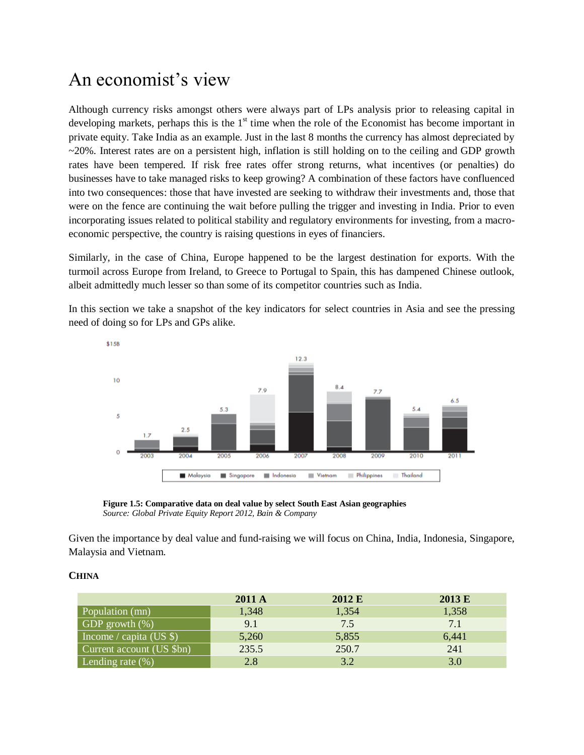# An economist's view

Although currency risks amongst others were always part of LPs analysis prior to releasing capital in developing markets, perhaps this is the 1st time when the role of the Economist has become important in private equity. Take India as an example. Just in the last 8 months the currency has almost depreciated by ~20%. Interest rates are on a persistent high, inflation is still holding on to the ceiling and GDP growth rates have been tempered. If risk free rates offer strong returns, what incentives (or penalties) do businesses have to take managed risks to keep growing? A combination of these factors have confluenced into two consequences: those that have invested are seeking to withdraw their investments and, those that were on the fence are continuing the wait before pulling the trigger and investing in India. Prior to even incorporating issues related to political stability and regulatory environments for investing, from a macro-economic perspective, the country is raising questions in eyes of financiers.

Similarly, in the case of China, Europe happened to be the largest destination for exports. With the turmoil across Europe from Ireland, to Greece to Portugal to Spain, this has dampened Chinese outlook, albeit admittedly much lesser so than some of its competitor countries such as India.

In this section we take a snapshot of the key indicators for select countries in Asia and see the pressing need of doing so for LPs and GPs alike.

$15B
10
5
0
2003 2004 2005 2006 2007 2008 2009 2010 2011
1.7 2.5 5.3 7.9 12.3 8.4 7.7 5.4 6.5
Malaysia Singapore Indonesia Vietnam Philippines Thailand

**Figure 1.5: Comparative data on deal value by select South East Asian geographies**
*Source: Global Private Equity Report 2012, Bain & Company*

Given the importance by deal value and fund-raising we will focus on China, India, Indonesia, Singapore, Malaysia and Vietnam.

**CHINA**

| | 2011 A | 2012 E | 2013 E |
|---|---|---|---|
| Population (mn) | 1,348 | 1,354 | 1,358 |
| GDP growth (%) | 9.1 | 7.5 | 7.1 |
| Income / capita (US $) | 5,260 | 5,855 | 6,441 |
| Current account (US $bn) | 235.5 | 250.7 | 241 |
| Lending rate (%) | 2.8 | 3.2 | 3.0 |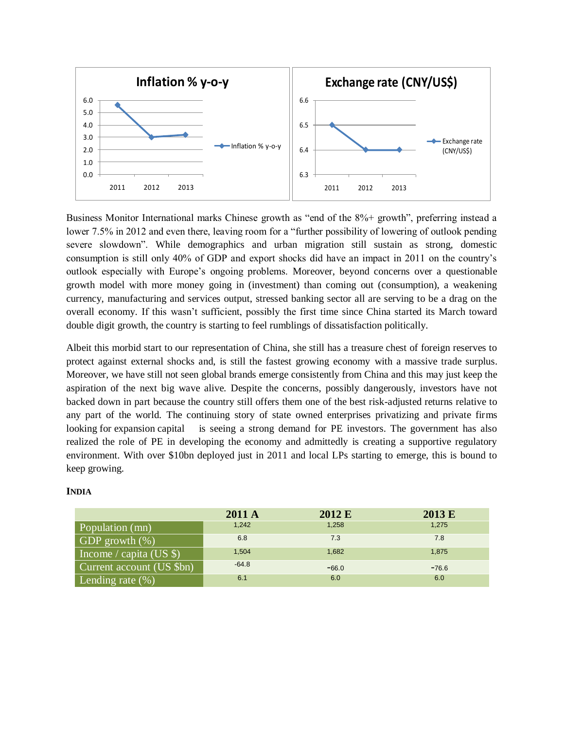Inflation % y-o-y

6.0
5.0
4.0
3.0
2.0
1.0
0.0

2011 2012 2013

Inflation % y-o-y

Exchange rate (CNY/US$)

6.6
6.5
6.4
6.3

2011 2012 2013

Exchange rate (CNY/US$)

Business Monitor International marks Chinese growth as "end of the 8%+ growth", preferring instead a lower 7.5% in 2012 and even there, leaving room for a "further possibility of lowering of outlook pending severe slowdown". While demographics and urban migration still sustain as strong, domestic consumption is still only 40% of GDP and export shocks did have an impact in 2011 on the country's outlook especially with Europe's ongoing problems. Moreover, beyond concerns over a questionable growth model with more money going in (investment) than coming out (consumption), a weakening currency, manufacturing and services output, stressed banking sector all are serving to be a drag on the overall economy. If this wasn't sufficient, possibly the first time since China started its March toward double digit growth, the country is starting to feel rumblings of dissatisfaction politically.

Albeit this morbid start to our representation of China, she still has a treasure chest of foreign reserves to protect against external shocks and, is still the fastest growing economy with a massive trade surplus. Moreover, we have still not seen global brands emerge consistently from China and this may just keep the aspiration of the next big wave alive. Despite the concerns, possibly dangerously, investors have not backed down in part because the country still offers them one of the best risk-adjusted returns relative to any part of the world. The continuing story of state owned enterprises privatizing and private firms looking for expansion capital is seeing a strong demand for PE investors. The government has also realized the role of PE in developing the economy and admittedly is creating a supportive regulatory environment. With over $10bn deployed just in 2011 and local LPs starting to emerge, this is bound to keep growing.

**INDIA**

| | 2011 A | 2012 E | 2013 E |
|---|---|---|---|
| Population (mn) | 1,242 | 1,258 | 1,275 |
| GDP growth (%) | 6.8 | 7.3 | 7.8 |
| Income / capita (US $) | 1,504 | 1,682 | 1,875 |
| Current account (US $bn) | -64.8 | -66.0 | -76.6 |
| Lending rate (%) | 6.1 | 6.0 | 6.0 |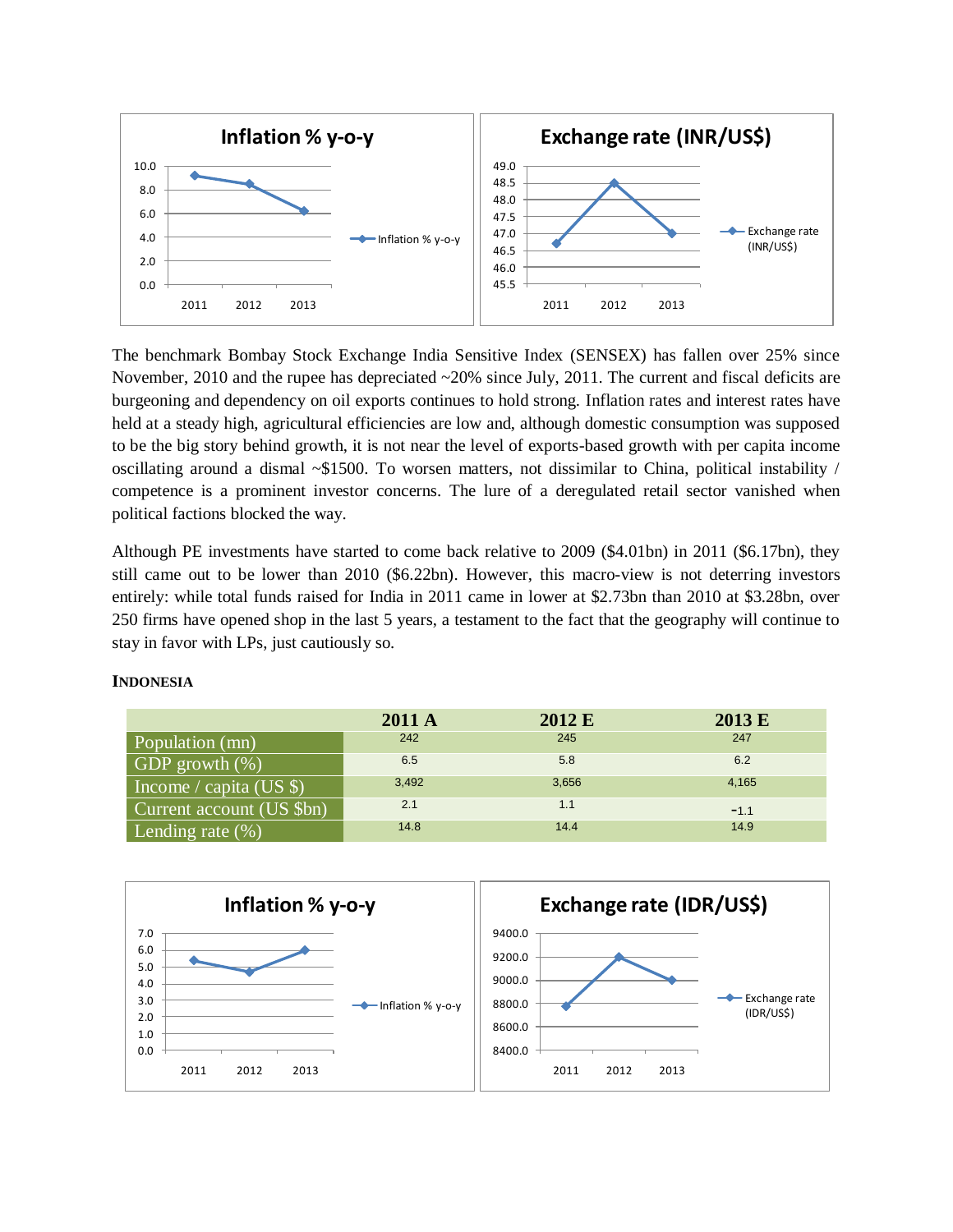The benchmark Bombay Stock Exchange India Sensitive Index (SENSEX) has fallen over 25% since November, 2010 and the rupee has depreciated ~20% since July, 2011. The current and fiscal deficits are burgeoning and dependency on oil exports continues to hold strong. Inflation rates and interest rates have held at a steady high, agricultural efficiencies are low and, although domestic consumption was supposed to be the big story behind growth, it is not near the level of exports-based growth with per capita income oscillating around a dismal ~$1500. To worsen matters, not dissimilar to China, political instability / competence is a prominent investor concerns. The lure of a deregulated retail sector vanished when political factions blocked the way.

Although PE investments have started to come back relative to 2009 ($4.01bn) in 2011 ($6.17bn), they still came out to be lower than 2010 ($6.22bn). However, this macro-view is not deterring investors entirely: while total funds raised for India in 2011 came in lower at $2.73bn than 2010 at $3.28bn, over 250 firms have opened shop in the last 5 years, a testament to the fact that the geography will continue to stay in favor with LPs, just cautiously so.

**INDONESIA**

| | 2011 A | 2012 E | 2013 E |
|---|---|---|---|
| Population (mn) | 242 | 245 | 247 |
| GDP growth (%) | 6.5 | 5.8 | 6.2 |
| Income / capita (US $) | 3,492 | 3,656 | 4,165 |
| Current account (US $bn) | 2.1 | 1.1 | -1.1 |
| Lending rate (%) | 14.8 | 14.4 | 14.9 |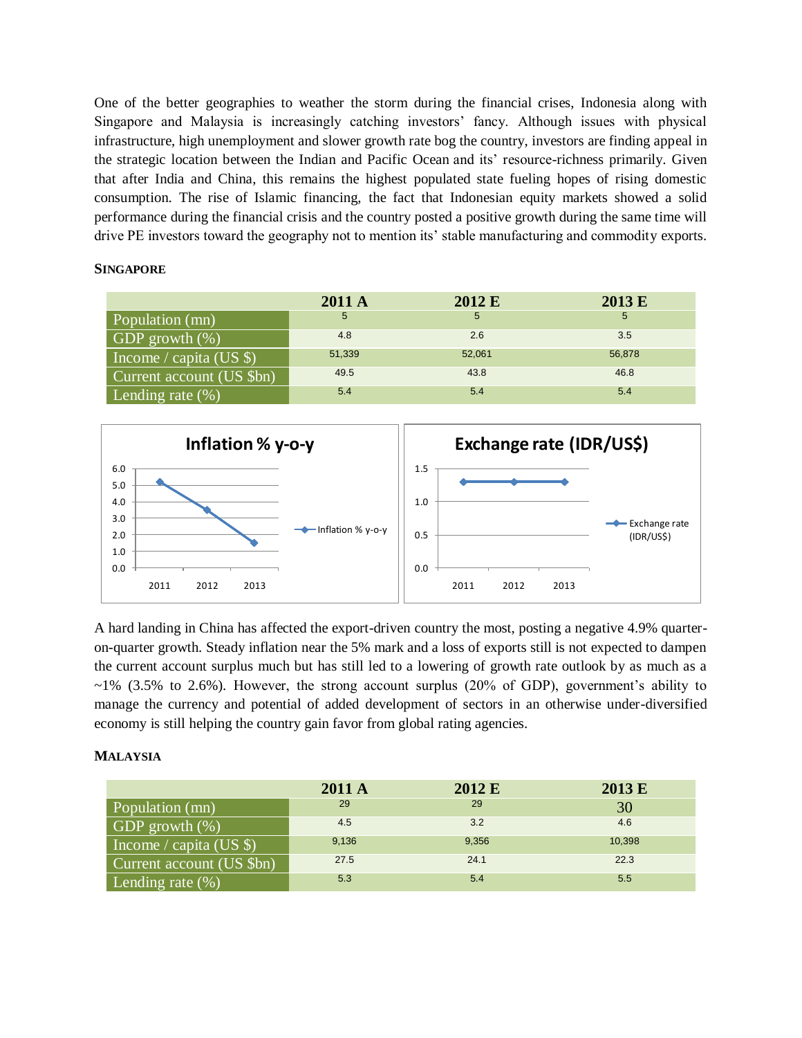One of the better geographies to weather the storm during the financial crises, Indonesia along with Singapore and Malaysia is increasingly catching investors' fancy. Although issues with physical infrastructure, high unemployment and slower growth rate bog the country, investors are finding appeal in the strategic location between the Indian and Pacific Ocean and its' resource-richness primarily. Given that after India and China, this remains the highest populated state fueling hopes of rising domestic consumption. The rise of Islamic financing, the fact that Indonesian equity markets showed a solid performance during the financial crisis and the country posted a positive growth during the same time will drive PE investors toward the geography not to mention its' stable manufacturing and commodity exports.

**SINGAPORE**

| | 2011 A | 2012 E | 2013 E |
|---|---|---|---|
| Population (mn) | 5 | 5 | 5 |
| GDP growth (%) | 4.8 | 2.6 | 3.5 |
| Income / capita (US $) | 51,339 | 52,061 | 56,878 |
| Current account (US $bn) | 49.5 | 43.8 | 46.8 |
| Lending rate (%) | 5.4 | 5.4 | 5.4 |

Inflation % y-o-y

6.0
5.0
4.0
3.0
2.0
1.0
0.0

2011 2012 2013

Inflation % y-o-y

Exchange rate (IDR/US$)

1.5
1.0
0.5
0.0

2011 2012 2013

Exchange rate (IDR/US$)

A hard landing in China has affected the export-driven country the most, posting a negative 4.9% quarter-on-quarter growth. Steady inflation near the 5% mark and a loss of exports still is not expected to dampen the current account surplus much but has still led to a lowering of growth rate outlook by as much as a ~1% (3.5% to 2.6%). However, the strong account surplus (20% of GDP), government's ability to manage the currency and potential of added development of sectors in an otherwise under-diversified economy is still helping the country gain favor from global rating agencies.

**MALAYSIA**

| | 2011 A | 2012 E | 2013 E |
|---|---|---|---|
| Population (mn) | 29 | 29 | 30 |
| GDP growth (%) | 4.5 | 3.2 | 4.6 |
| Income / capita (US $) | 9,136 | 9,356 | 10,398 |
| Current account (US $bn) | 27.5 | 24.1 | 22.3 |
| Lending rate (%) | 5.3 | 5.4 | 5.5 |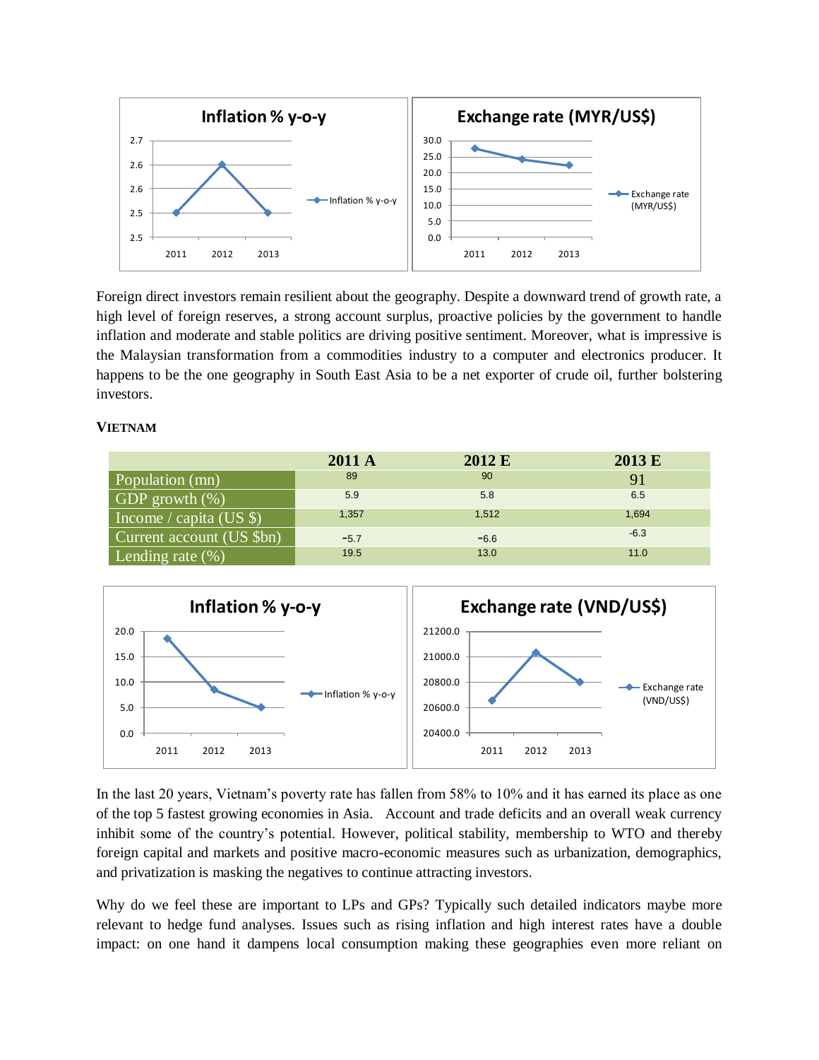Inflation % y-o-y

2.7
2.6
2.6
2.5
2.5

2011 2012 2013

Inflation % y-o-y

Exchange rate (MYR/US$)

30.0
25.0
20.0
15.0
10.0
5.0
0.0

2011 2012 2013

Exchange rate (MYR/US$)

Foreign direct investors remain resilient about the geography. Despite a downward trend of growth rate, a high level of foreign reserves, a strong account surplus, proactive policies by the government to handle inflation and moderate and stable politics are driving positive sentiment. Moreover, what is impressive is the Malaysian transformation from a commodities industry to a computer and electronics producer. It happens to be the one geography in South East Asia to be a net exporter of crude oil, further bolstering investors.

**VIETNAM**

| | 2011 A | 2012 E | 2013 E |
|---|---|---|---|
| Population (mn) | 89 | 90 | 91 |
| GDP growth (%) | 5.9 | 5.8 | 6.5 |
| Income / capita (US $) | 1,357 | 1,512 | 1,694 |
| Current account (US $bn) | -5.7 | -6.6 | -6.3 |
| Lending rate (%) | 19.5 | 13.0 | 11.0 |

Inflation % y-o-y

20.0
15.0
10.0
5.0
0.0

2011 2012 2013

Inflation % y-o-y

Exchange rate (VND/US$)

21200.0
21000.0
20800.0
20600.0
20400.0

2011 2012 2013

Exchange rate (VND/US$)

In the last 20 years, Vietnam's poverty rate has fallen from 58% to 10% and it has earned its place as one of the top 5 fastest growing economies in Asia. Account and trade deficits and an overall weak currency inhibit some of the country's potential. However, political stability, membership to WTO and thereby foreign capital and markets and positive macro-economic measures such as urbanization, demographics, and privatization is masking the negatives to continue attracting investors.

Why do we feel these are important to LPs and GPs? Typically such detailed indicators maybe more relevant to hedge fund analyses. Issues such as rising inflation and high interest rates have a double impact: on one hand it dampens local consumption making these geographies even more reliant on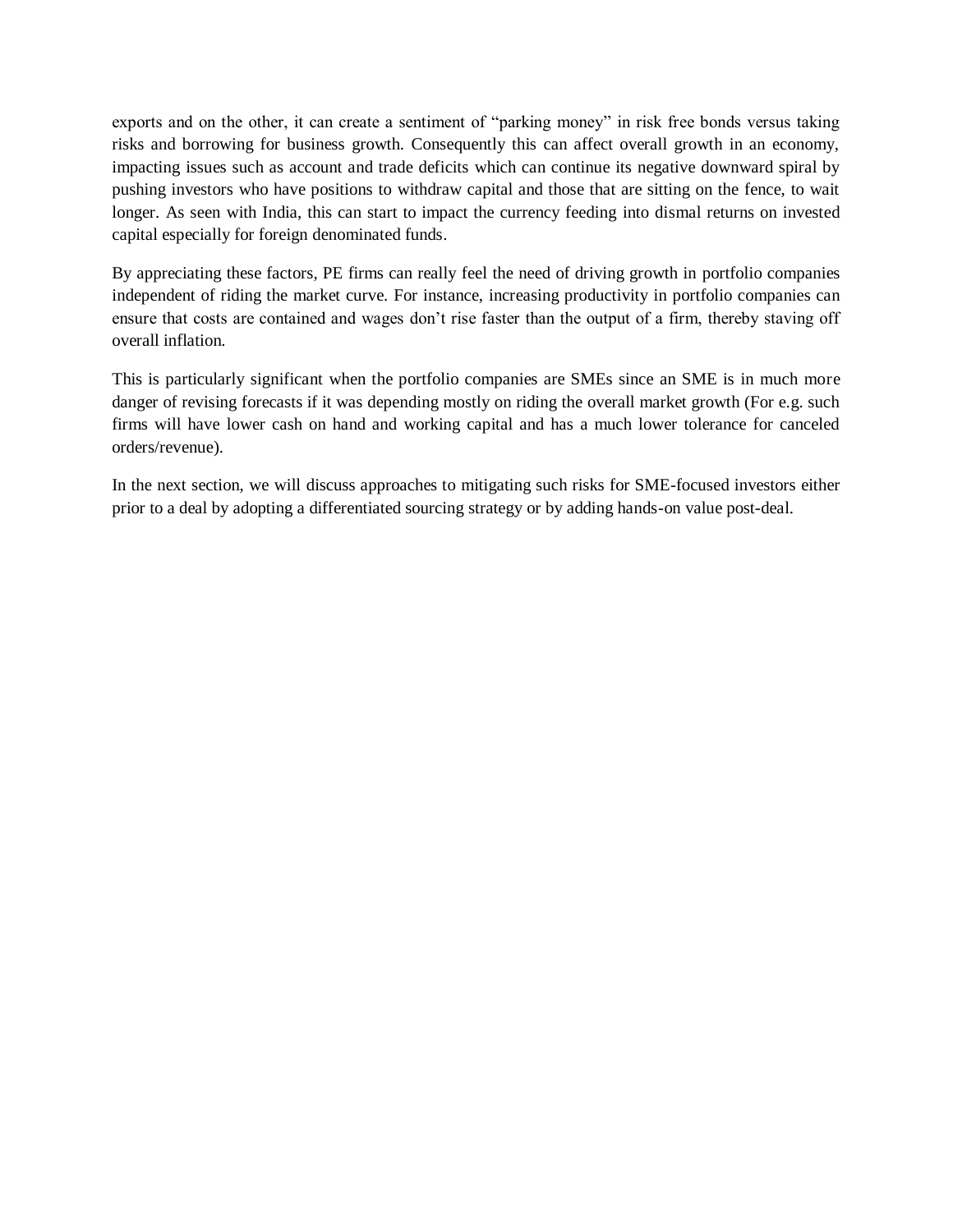exports and on the other, it can create a sentiment of "parking money" in risk free bonds versus taking risks and borrowing for business growth. Consequently this can affect overall growth in an economy, impacting issues such as account and trade deficits which can continue its negative downward spiral by pushing investors who have positions to withdraw capital and those that are sitting on the fence, to wait longer. As seen with India, this can start to impact the currency feeding into dismal returns on invested capital especially for foreign denominated funds.

By appreciating these factors, PE firms can really feel the need of driving growth in portfolio companies independent of riding the market curve. For instance, increasing productivity in portfolio companies can ensure that costs are contained and wages don't rise faster than the output of a firm, thereby staving off overall inflation.

This is particularly significant when the portfolio companies are SMEs since an SME is in much more danger of revising forecasts if it was depending mostly on riding the overall market growth (For e.g. such firms will have lower cash on hand and working capital and has a much lower tolerance for canceled orders/revenue).

In the next section, we will discuss approaches to mitigating such risks for SME-focused investors either prior to a deal by adopting a differentiated sourcing strategy or by adding hands-on value post-deal.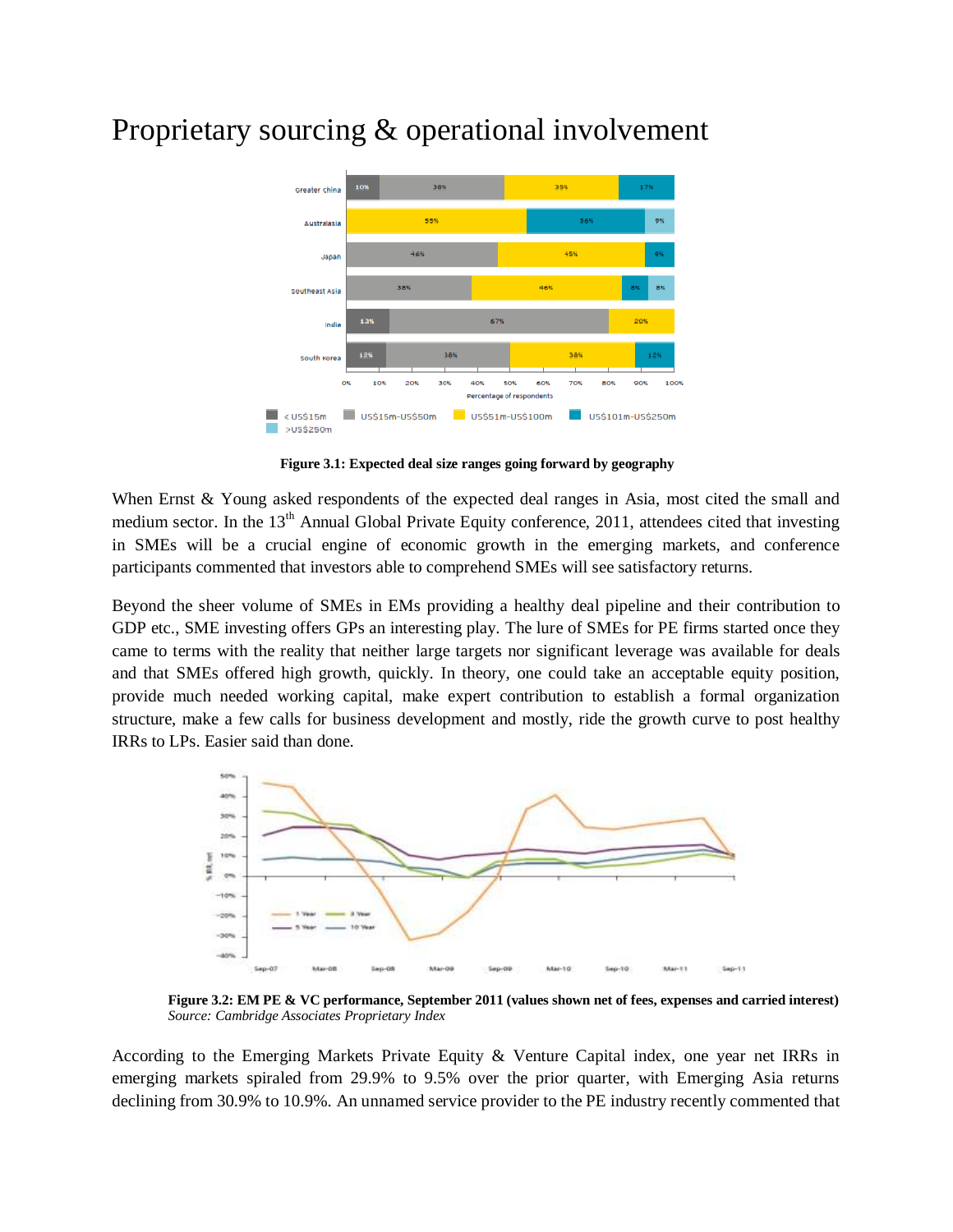# Proprietary sourcing & operational involvement

Greater China
Australasia
Japan
Southeast Asia
India
South Korea

10% 38% 35% 17%
55% 36% 9%
46% 45% 9%
38% 46% 8% 8%
13% 67% 20%
12% 38% 38% 12%

0% 10% 20% 30% 40% 50% 60% 70% 80% 90% 100%
Percentage of respondents

< US$15m  US$15m-US$50m  US$51m-US$100m  US$101m-US$250m  >US$250m

**Figure 3.1: Expected deal size ranges going forward by geography**

When Ernst & Young asked respondents of the expected deal ranges in Asia, most cited the small and medium sector. In the 13th Annual Global Private Equity conference, 2011, attendees cited that investing in SMEs will be a crucial engine of economic growth in the emerging markets, and conference participants commented that investors able to comprehend SMEs will see satisfactory returns.

Beyond the sheer volume of SMEs in EMs providing a healthy deal pipeline and their contribution to GDP etc., SME investing offers GPs an interesting play. The lure of SMEs for PE firms started once they came to terms with the reality that neither large targets nor significant leverage was available for deals and that SMEs offered high growth, quickly. In theory, one could take an acceptable equity position, provide much needed working capital, make expert contribution to establish a formal organization structure, make a few calls for business development and mostly, ride the growth curve to post healthy IRRs to LPs. Easier said than done.

50% 40% 30% 20% 10% 0% -10% -20% -30% -40%
% IRR, net
1 Year  3 Year  5 Year  10 Year
Sep-07 Mar-08 Sep-08 Mar-09 Sep-09 Mar-10 Sep-10 Mar-11 Sep-11

**Figure 3.2: EM PE & VC performance, September 2011 (values shown net of fees, expenses and carried interest)**
*Source: Cambridge Associates Proprietary Index*

According to the Emerging Markets Private Equity & Venture Capital index, one year net IRRs in emerging markets spiraled from 29.9% to 9.5% over the prior quarter, with Emerging Asia returns declining from 30.9% to 10.9%. An unnamed service provider to the PE industry recently commented that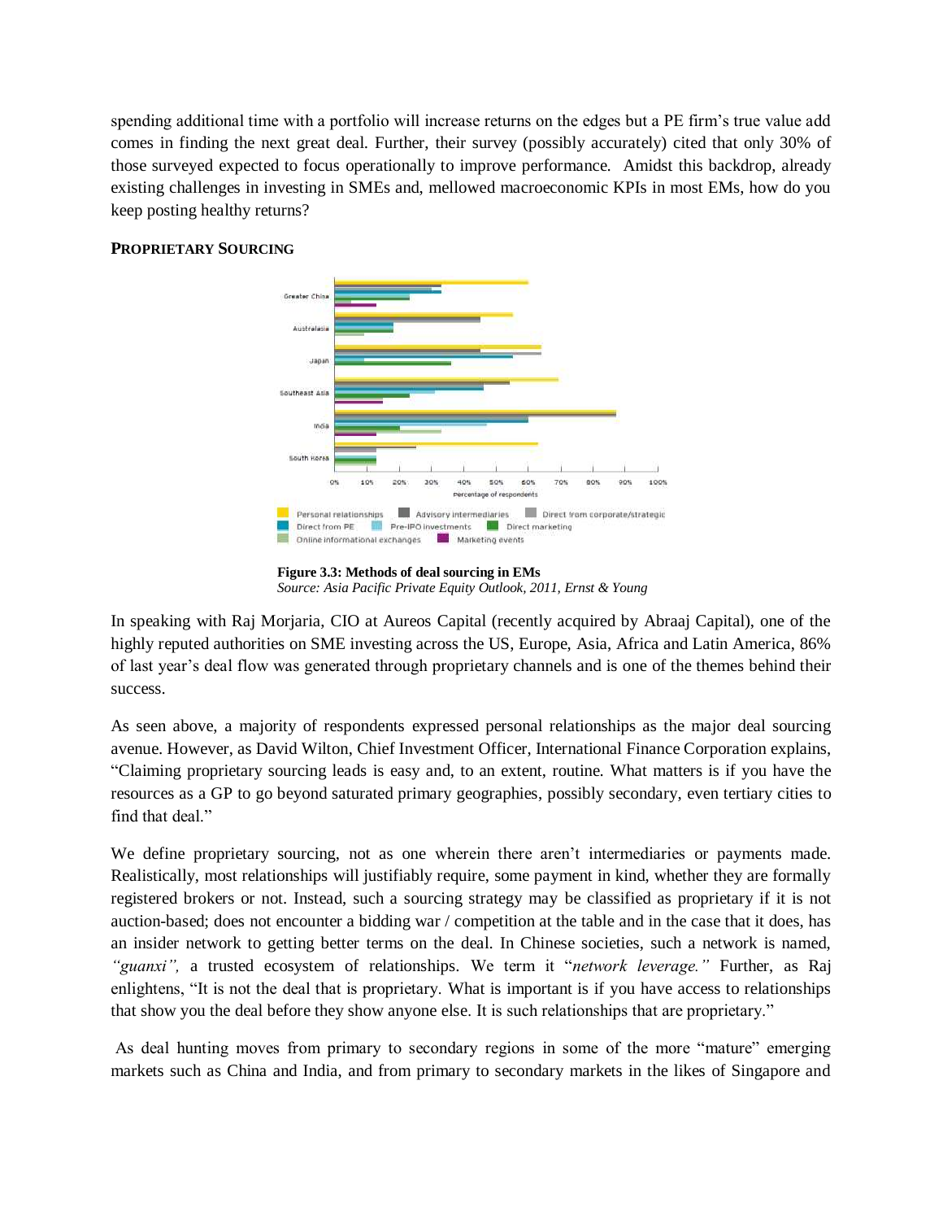spending additional time with a portfolio will increase returns on the edges but a PE firm's true value add comes in finding the next great deal. Further, their survey (possibly accurately) cited that only 30% of those surveyed expected to focus operationally to improve performance. Amidst this backdrop, already existing challenges in investing in SMEs and, mellowed macroeconomic KPIs in most EMs, how do you keep posting healthy returns?

**PROPRIETARY SOURCING**

Greater China
Australasia
Japan
Southeast Asia
India
South Korea

0% 10% 20% 30% 40% 50% 60% 70% 80% 90% 100%
Percentage of respondents

Personal relationships
Advisory intermediaries
Direct from corporate/strategic
Direct from PE
Pre-IPO investments
Direct marketing
Online informational exchanges
Marketing events

**Figure 3.3: Methods of deal sourcing in EMs**
*Source: Asia Pacific Private Equity Outlook, 2011, Ernst & Young*

In speaking with Raj Morjaria, CIO at Aureos Capital (recently acquired by Abraaj Capital), one of the highly reputed authorities on SME investing across the US, Europe, Asia, Africa and Latin America, 86% of last year's deal flow was generated through proprietary channels and is one of the themes behind their success.

As seen above, a majority of respondents expressed personal relationships as the major deal sourcing avenue. However, as David Wilton, Chief Investment Officer, International Finance Corporation explains, "Claiming proprietary sourcing leads is easy and, to an extent, routine. What matters is if you have the resources as a GP to go beyond saturated primary geographies, possibly secondary, even tertiary cities to find that deal."

We define proprietary sourcing, not as one wherein there aren't intermediaries or payments made. Realistically, most relationships will justifiably require, some payment in kind, whether they are formally registered brokers or not. Instead, such a sourcing strategy may be classified as proprietary if it is not auction-based; does not encounter a bidding war / competition at the table and in the case that it does, has an insider network to getting better terms on the deal. In Chinese societies, such a network is named, *"guanxi",* a trusted ecosystem of relationships. We term it "*network leverage."* Further, as Raj enlightens, "It is not the deal that is proprietary. What is important is if you have access to relationships that show you the deal before they show anyone else. It is such relationships that are proprietary."

As deal hunting moves from primary to secondary regions in some of the more "mature" emerging markets such as China and India, and from primary to secondary markets in the likes of Singapore and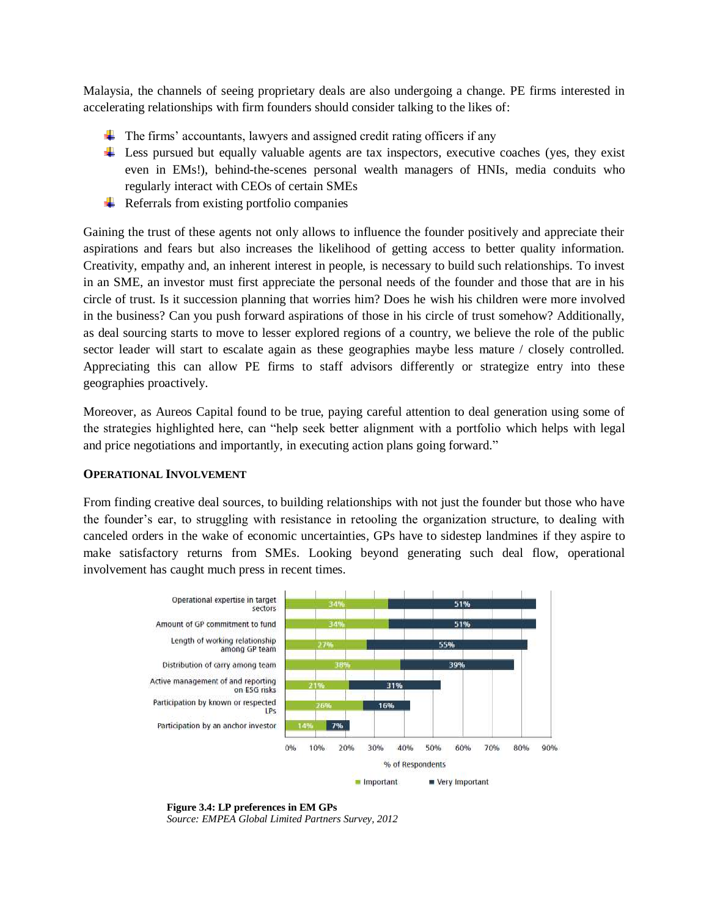Malaysia, the channels of seeing proprietary deals are also undergoing a change. PE firms interested in accelerating relationships with firm founders should consider talking to the likes of:

- The firms' accountants, lawyers and assigned credit rating officers if any
- Less pursued but equally valuable agents are tax inspectors, executive coaches (yes, they exist even in EMs!), behind-the-scenes personal wealth managers of HNIs, media conduits who regularly interact with CEOs of certain SMEs
- Referrals from existing portfolio companies

Gaining the trust of these agents not only allows to influence the founder positively and appreciate their aspirations and fears but also increases the likelihood of getting access to better quality information. Creativity, empathy and, an inherent interest in people, is necessary to build such relationships. To invest in an SME, an investor must first appreciate the personal needs of the founder and those that are in his circle of trust. Is it succession planning that worries him? Does he wish his children were more involved in the business? Can you push forward aspirations of those in his circle of trust somehow? Additionally, as deal sourcing starts to move to lesser explored regions of a country, we believe the role of the public sector leader will start to escalate again as these geographies maybe less mature / closely controlled. Appreciating this can allow PE firms to staff advisors differently or strategize entry into these geographies proactively.

Moreover, as Aureos Capital found to be true, paying careful attention to deal generation using some of the strategies highlighted here, can "help seek better alignment with a portfolio which helps with legal and price negotiations and importantly, in executing action plans going forward."

**OPERATIONAL INVOLVEMENT**

From finding creative deal sources, to building relationships with not just the founder but those who have the founder's ear, to struggling with resistance in retooling the organization structure, to dealing with canceled orders in the wake of economic uncertainties, GPs have to sidestep landmines if they aspire to make satisfactory returns from SMEs. Looking beyond generating such deal flow, operational involvement has caught much press in recent times.

Operational expertise in target sectors 34% 51%
Amount of GP commitment to fund 34% 51%
Length of working relationship among GP team 27% 55%
Distribution of carry among team 38% 39%
Active management of and reporting on ESG risks 21% 31%
Participation by known or respected LPs 26% 16%
Participation by an anchor investor 14% 7%

0% 10% 20% 30% 40% 50% 60% 70% 80% 90%
% of Respondents
Important Very Important

**Figure 3.4: LP preferences in EM GPs**
*Source: EMPEA Global Limited Partners Survey, 2012*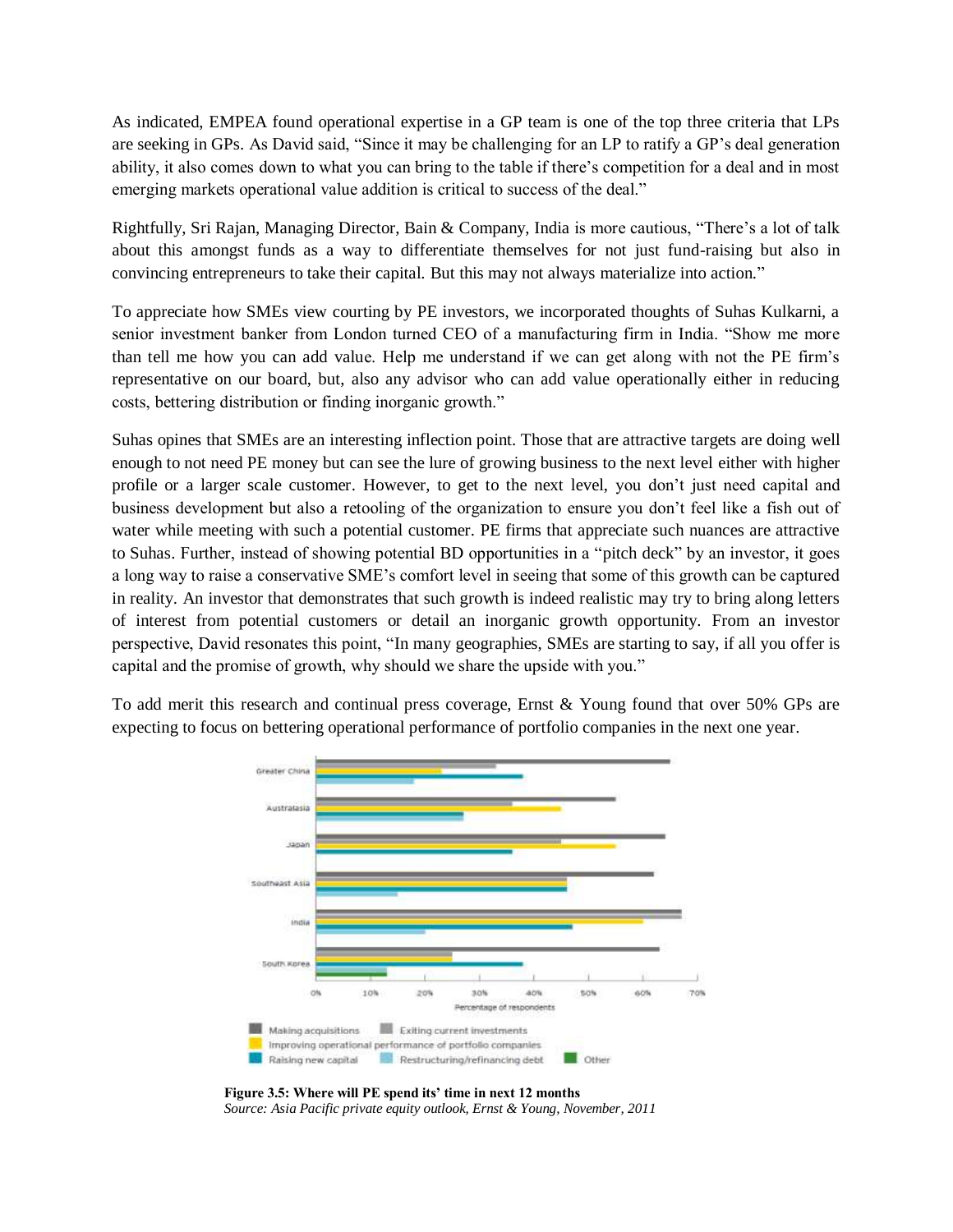As indicated, EMPEA found operational expertise in a GP team is one of the top three criteria that LPs are seeking in GPs. As David said, "Since it may be challenging for an LP to ratify a GP's deal generation ability, it also comes down to what you can bring to the table if there's competition for a deal and in most emerging markets operational value addition is critical to success of the deal."

Rightfully, Sri Rajan, Managing Director, Bain & Company, India is more cautious, "There's a lot of talk about this amongst funds as a way to differentiate themselves for not just fund-raising but also in convincing entrepreneurs to take their capital. But this may not always materialize into action."

To appreciate how SMEs view courting by PE investors, we incorporated thoughts of Suhas Kulkarni, a senior investment banker from London turned CEO of a manufacturing firm in India. "Show me more than tell me how you can add value. Help me understand if we can get along with not the PE firm's representative on our board, but, also any advisor who can add value operationally either in reducing costs, bettering distribution or finding inorganic growth."

Suhas opines that SMEs are an interesting inflection point. Those that are attractive targets are doing well enough to not need PE money but can see the lure of growing business to the next level either with higher profile or a larger scale customer. However, to get to the next level, you don't just need capital and business development but also a retooling of the organization to ensure you don't feel like a fish out of water while meeting with such a potential customer. PE firms that appreciate such nuances are attractive to Suhas. Further, instead of showing potential BD opportunities in a "pitch deck" by an investor, it goes a long way to raise a conservative SME's comfort level in seeing that some of this growth can be captured in reality. An investor that demonstrates that such growth is indeed realistic may try to bring along letters of interest from potential customers or detail an inorganic growth opportunity. From an investor perspective, David resonates this point, "In many geographies, SMEs are starting to say, if all you offer is capital and the promise of growth, why should we share the upside with you."

To add merit this research and continual press coverage, Ernst & Young found that over 50% GPs are expecting to focus on bettering operational performance of portfolio companies in the next one year.

Greater China
Australasia
Japan
Southeast Asia
India
South Korea
0% 10% 20% 30% 40% 50% 60% 70%
Percentage of respondents
Making acquisitions
Exiting current investments
Improving operational performance of portfolio companies
Raising new capital
Restructuring/refinancing debt
Other

**Figure 3.5: Where will PE spend its' time in next 12 months**
*Source: Asia Pacific private equity outlook, Ernst & Young, November, 2011*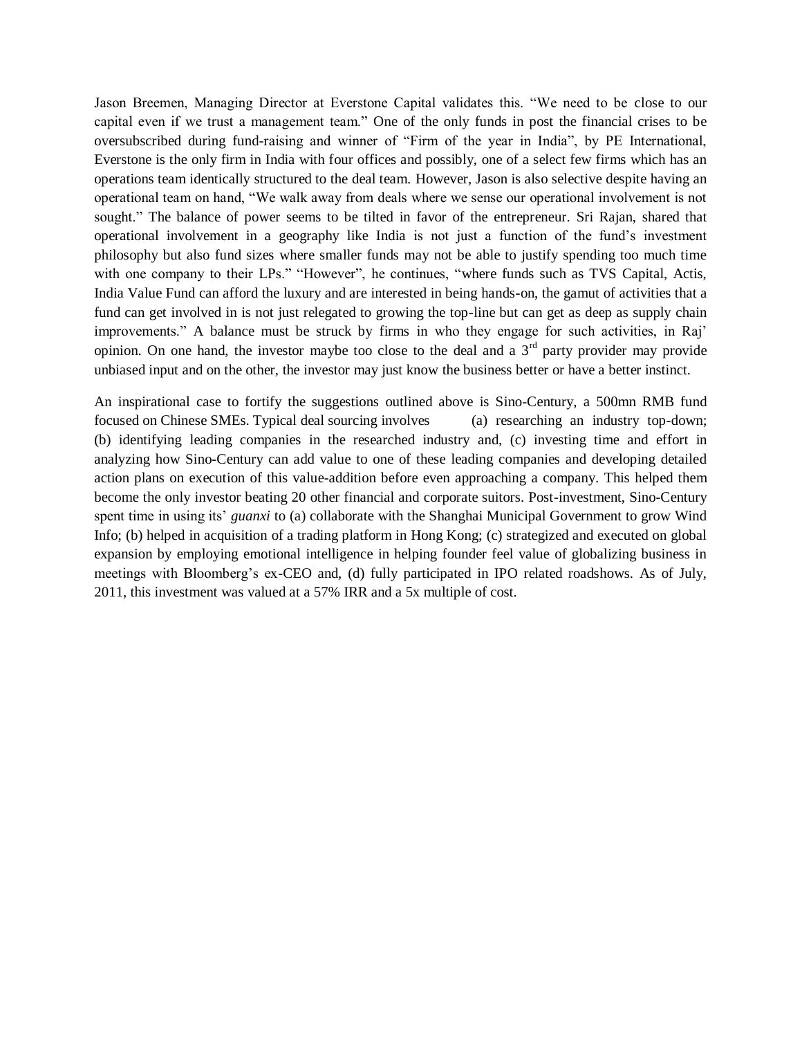Jason Breemen, Managing Director at Everstone Capital validates this. “We need to be close to our capital even if we trust a management team.” One of the only funds in post the financial crises to be oversubscribed during fund-raising and winner of “Firm of the year in India”, by PE International, Everstone is the only firm in India with four offices and possibly, one of a select few firms which has an operations team identically structured to the deal team. However, Jason is also selective despite having an operational team on hand, “We walk away from deals where we sense our operational involvement is not sought.” The balance of power seems to be tilted in favor of the entrepreneur. Sri Rajan, shared that operational involvement in a geography like India is not just a function of the fund’s investment philosophy but also fund sizes where smaller funds may not be able to justify spending too much time with one company to their LPs.” “However”, he continues, “where funds such as TVS Capital, Actis, India Value Fund can afford the luxury and are interested in being hands-on, the gamut of activities that a fund can get involved in is not just relegated to growing the top-line but can get as deep as supply chain improvements.” A balance must be struck by firms in who they engage for such activities, in Raj’ opinion. On one hand, the investor maybe too close to the deal and a 3rd party provider may provide unbiased input and on the other, the investor may just know the business better or have a better instinct.

An inspirational case to fortify the suggestions outlined above is Sino-Century, a 500mn RMB fund focused on Chinese SMEs. Typical deal sourcing involves (a) researching an industry top-down; (b) identifying leading companies in the researched industry and, (c) investing time and effort in analyzing how Sino-Century can add value to one of these leading companies and developing detailed action plans on execution of this value-addition before even approaching a company. This helped them become the only investor beating 20 other financial and corporate suitors. Post-investment, Sino-Century spent time in using its’ *guanxi* to (a) collaborate with the Shanghai Municipal Government to grow Wind Info; (b) helped in acquisition of a trading platform in Hong Kong; (c) strategized and executed on global expansion by employing emotional intelligence in helping founder feel value of globalizing business in meetings with Bloomberg’s ex-CEO and, (d) fully participated in IPO related roadshows. As of July, 2011, this investment was valued at a 57% IRR and a 5x multiple of cost.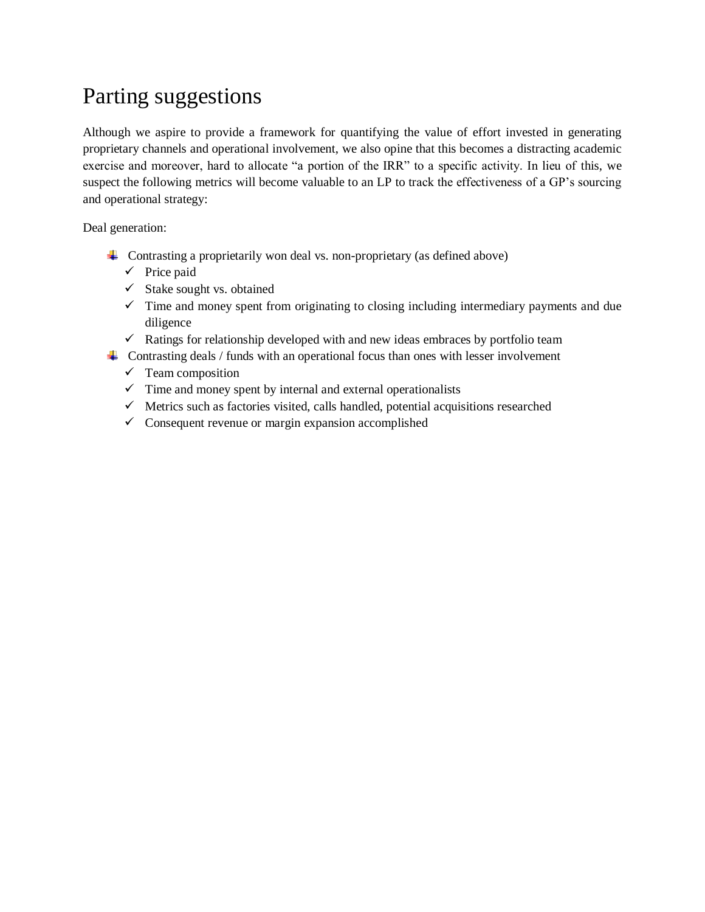# Parting suggestions

Although we aspire to provide a framework for quantifying the value of effort invested in generating proprietary channels and operational involvement, we also opine that this becomes a distracting academic exercise and moreover, hard to allocate "a portion of the IRR" to a specific activity. In lieu of this, we suspect the following metrics will become valuable to an LP to track the effectiveness of a GP's sourcing and operational strategy:

Deal generation:

- Contrasting a proprietarily won deal vs. non-proprietary (as defined above)
  - ✓ Price paid
  - ✓ Stake sought vs. obtained
  - ✓ Time and money spent from originating to closing including intermediary payments and due diligence
  - ✓ Ratings for relationship developed with and new ideas embraces by portfolio team
- Contrasting deals / funds with an operational focus than ones with lesser involvement
  - ✓ Team composition
  - ✓ Time and money spent by internal and external operationalists
  - ✓ Metrics such as factories visited, calls handled, potential acquisitions researched
  - ✓ Consequent revenue or margin expansion accomplished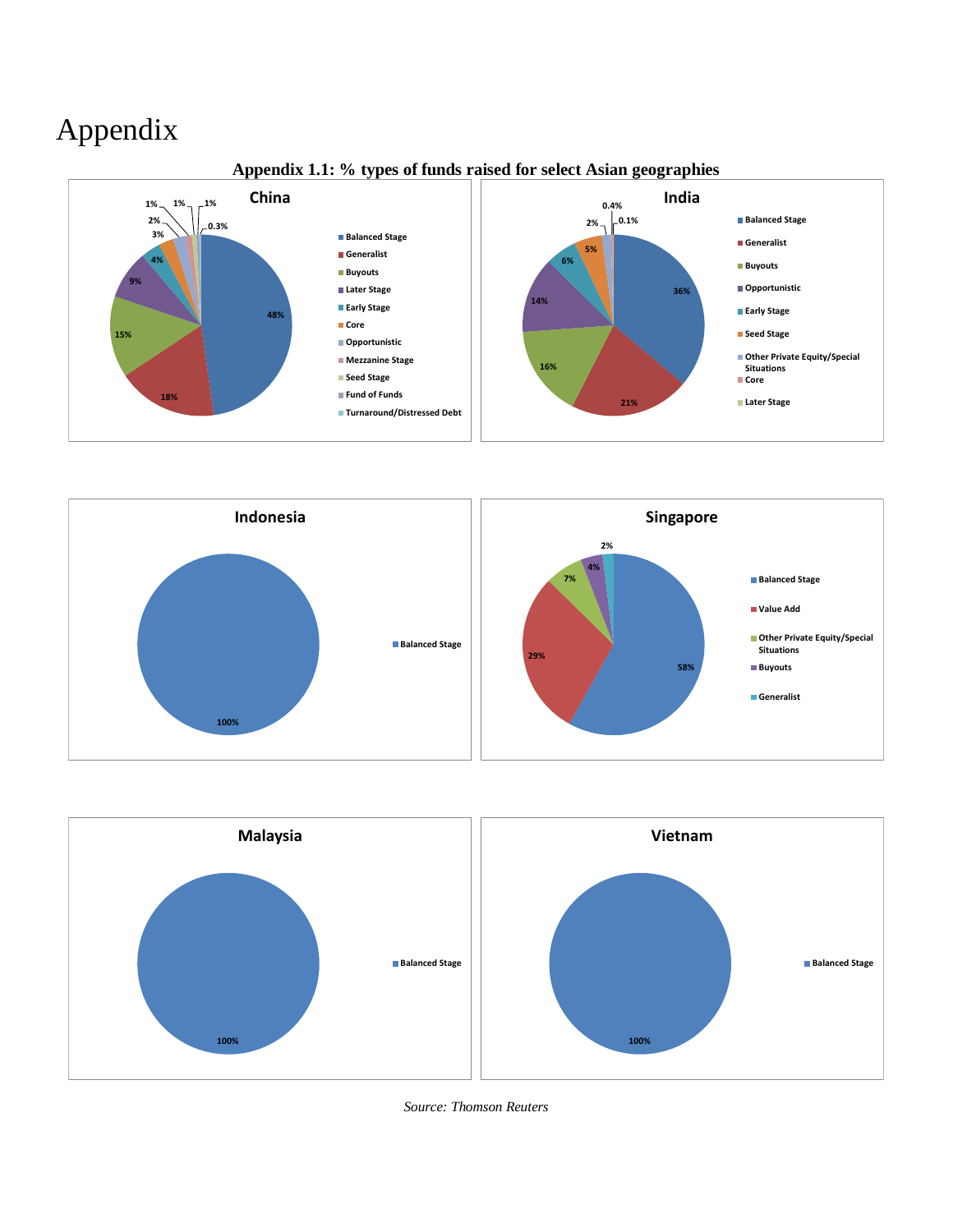# Appendix

**Appendix 1.1: % types of funds raised for select Asian geographies**

China

1%
1%
1%
2%
0.3%
3%
4%
9%
48%
15%
18%

Balanced Stage
Generalist
Buyouts
Later Stage
Early Stage
Core
Opportunistic
Mezzanine Stage
Seed Stage
Fund of Funds
Turnaround/Distressed Debt

India

0.4%
2%
0.1%
5%
6%
14%
36%
16%
21%

Balanced Stage
Generalist
Buyouts
Opportunistic
Early Stage
Seed Stage
Other Private Equity/Special Situations
Core
Later Stage

Indonesia

100%

Balanced Stage

Singapore

2%
4%
7%
29%
58%

Balanced Stage
Value Add
Other Private Equity/Special Situations
Buyouts
Generalist

Malaysia

100%

Balanced Stage

Vietnam

100%

Balanced Stage

*Source: Thomson Reuters*